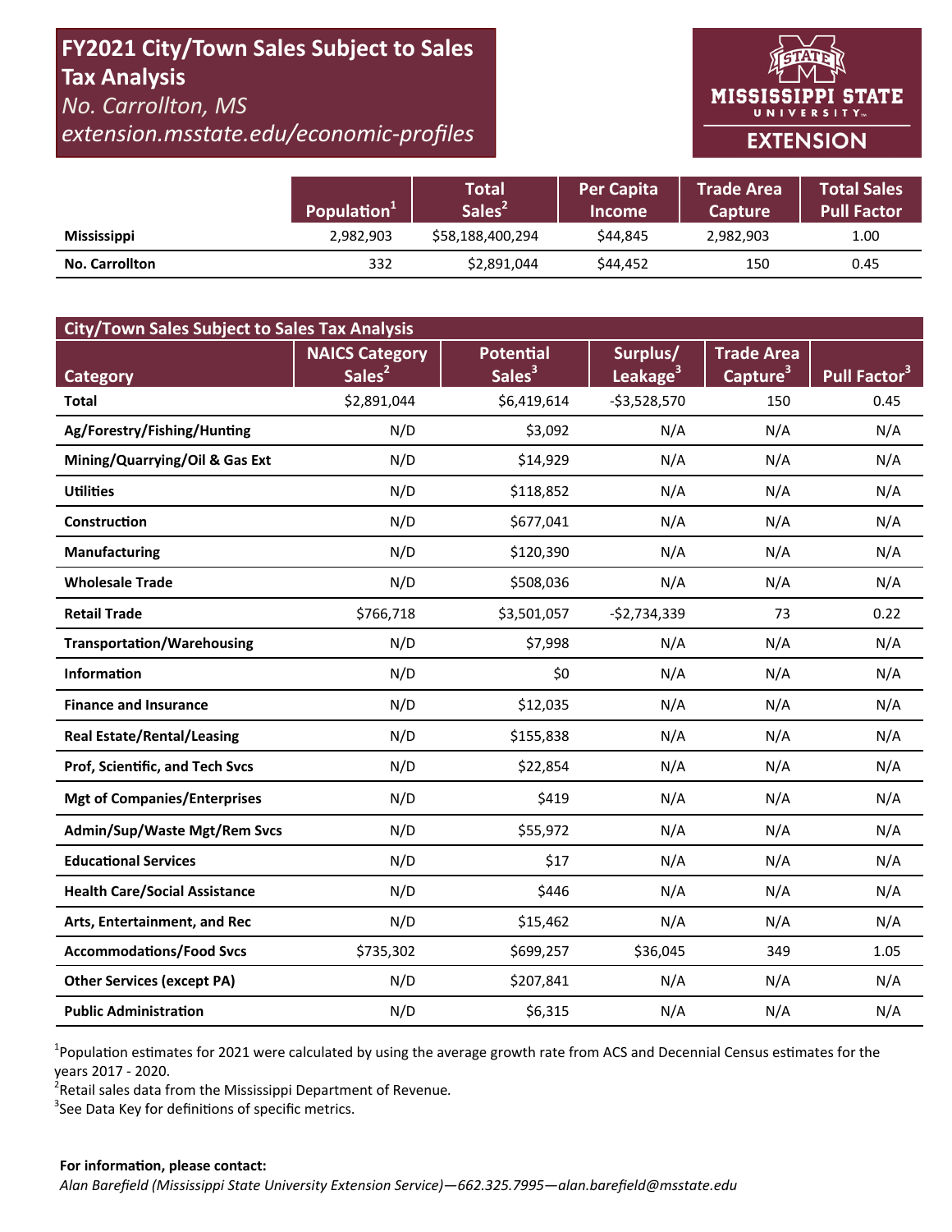# FY2021 City/Town Sales Subject to Sales Tax Analysis

*No. Carrollton, MS*

*extension.msstate.edu/economic-profiles*

MISSISSIPPI STATE UNIVERSITY EXTENSION

| | Population[1] | Total Sales[2] | Per Capita Income | Trade Area Capture | Total Sales Pull Factor |
|---|---|---|---|---|---|
| **Mississippi** | 2,982,903 | $58,188,400,294 | $44,845 | 2,982,903 | 1.00 |
| **No. Carrollton** | 332 | $2,891,044 | $44,452 | 150 | 0.45 |

| City/Town Sales Subject to Sales Tax Analysis | | | | | |
|---|---|---|---|---|---|
| **Category** | **NAICS Category Sales[2]** | **Potential Sales[3]** | **Surplus/ Leakage[3]** | **Trade Area Capture[3]** | **Pull Factor[3]** |
| **Total** | $2,891,044 | $6,419,614 | -$3,528,570 | 150 | 0.45 |
| **Ag/Forestry/Fishing/Hunting** | N/D | $3,092 | N/A | N/A | N/A |
| **Mining/Quarrying/Oil & Gas Ext** | N/D | $14,929 | N/A | N/A | N/A |
| **Utilities** | N/D | $118,852 | N/A | N/A | N/A |
| **Construction** | N/D | $677,041 | N/A | N/A | N/A |
| **Manufacturing** | N/D | $120,390 | N/A | N/A | N/A |
| **Wholesale Trade** | N/D | $508,036 | N/A | N/A | N/A |
| **Retail Trade** | $766,718 | $3,501,057 | -$2,734,339 | 73 | 0.22 |
| **Transportation/Warehousing** | N/D | $7,998 | N/A | N/A | N/A |
| **Information** | N/D | $0 | N/A | N/A | N/A |
| **Finance and Insurance** | N/D | $12,035 | N/A | N/A | N/A |
| **Real Estate/Rental/Leasing** | N/D | $155,838 | N/A | N/A | N/A |
| **Prof, Scientific, and Tech Svcs** | N/D | $22,854 | N/A | N/A | N/A |
| **Mgt of Companies/Enterprises** | N/D | $419 | N/A | N/A | N/A |
| **Admin/Sup/Waste Mgt/Rem Svcs** | N/D | $55,972 | N/A | N/A | N/A |
| **Educational Services** | N/D | $17 | N/A | N/A | N/A |
| **Health Care/Social Assistance** | N/D | $446 | N/A | N/A | N/A |
| **Arts, Entertainment, and Rec** | N/D | $15,462 | N/A | N/A | N/A |
| **Accommodations/Food Svcs** | $735,302 | $699,257 | $36,045 | 349 | 1.05 |
| **Other Services (except PA)** | N/D | $207,841 | N/A | N/A | N/A |
| **Public Administration** | N/D | $6,315 | N/A | N/A | N/A |

[1]Population estimates for 2021 were calculated by using the average growth rate from ACS and Decennial Census estimates for the years 2017 - 2020.

[2]Retail sales data from the Mississippi Department of Revenue.

[3]See Data Key for definitions of specific metrics.

**For information, please contact:**

*Alan Barefield (Mississippi State University Extension Service)—662.325.7995—alan.barefield@msstate.edu*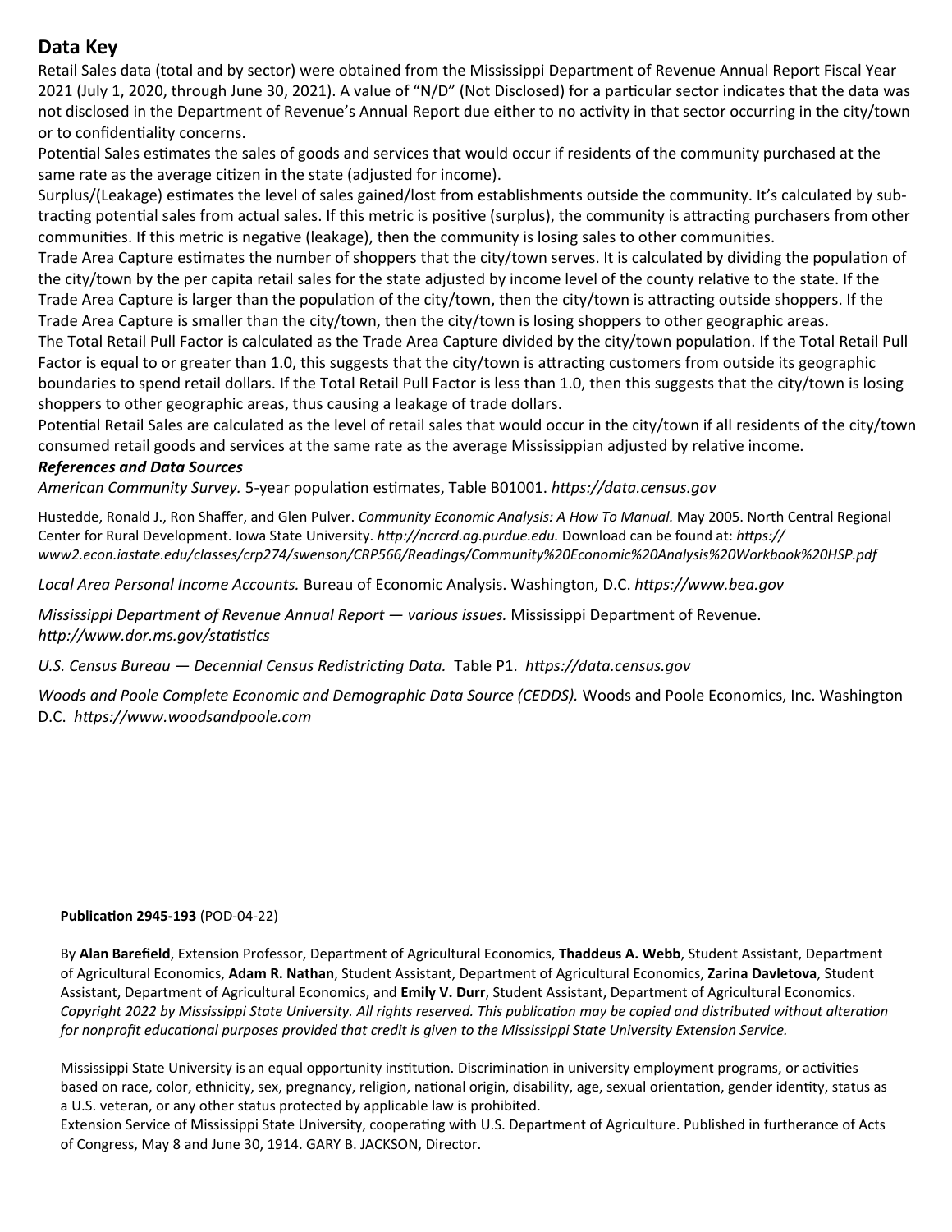## Data Key

Retail Sales data (total and by sector) were obtained from the Mississippi Department of Revenue Annual Report Fiscal Year 2021 (July 1, 2020, through June 30, 2021). A value of "N/D" (Not Disclosed) for a particular sector indicates that the data was not disclosed in the Department of Revenue's Annual Report due either to no activity in that sector occurring in the city/town or to confidentiality concerns.

Potential Sales estimates the sales of goods and services that would occur if residents of the community purchased at the same rate as the average citizen in the state (adjusted for income).

Surplus/(Leakage) estimates the level of sales gained/lost from establishments outside the community. It's calculated by subtracting potential sales from actual sales. If this metric is positive (surplus), the community is attracting purchasers from other communities. If this metric is negative (leakage), then the community is losing sales to other communities.

Trade Area Capture estimates the number of shoppers that the city/town serves. It is calculated by dividing the population of the city/town by the per capita retail sales for the state adjusted by income level of the county relative to the state. If the Trade Area Capture is larger than the population of the city/town, then the city/town is attracting outside shoppers. If the Trade Area Capture is smaller than the city/town, then the city/town is losing shoppers to other geographic areas.

The Total Retail Pull Factor is calculated as the Trade Area Capture divided by the city/town population. If the Total Retail Pull Factor is equal to or greater than 1.0, this suggests that the city/town is attracting customers from outside its geographic boundaries to spend retail dollars. If the Total Retail Pull Factor is less than 1.0, then this suggests that the city/town is losing shoppers to other geographic areas, thus causing a leakage of trade dollars.

Potential Retail Sales are calculated as the level of retail sales that would occur in the city/town if all residents of the city/town consumed retail goods and services at the same rate as the average Mississippian adjusted by relative income.

### *References and Data Sources*

*American Community Survey.* 5-year population estimates, Table B01001. *https://data.census.gov*

Hustedde, Ronald J., Ron Shaffer, and Glen Pulver. *Community Economic Analysis: A How To Manual.* May 2005. North Central Regional Center for Rural Development. Iowa State University. *http://ncrcrd.ag.purdue.edu.* Download can be found at: *https://www2.econ.iastate.edu/classes/crp274/swenson/CRP566/Readings/Community%20Economic%20Analysis%20Workbook%20HSP.pdf*

*Local Area Personal Income Accounts.* Bureau of Economic Analysis. Washington, D.C. *https://www.bea.gov*

*Mississippi Department of Revenue Annual Report — various issues.* Mississippi Department of Revenue. *http://www.dor.ms.gov/statistics*

*U.S. Census Bureau — Decennial Census Redistricting Data.* Table P1. *https://data.census.gov*

*Woods and Poole Complete Economic and Demographic Data Source (CEDDS).* Woods and Poole Economics, Inc. Washington D.C. *https://www.woodsandpoole.com*

**Publication 2945-193** (POD-04-22)

By **Alan Barefield**, Extension Professor, Department of Agricultural Economics, **Thaddeus A. Webb**, Student Assistant, Department of Agricultural Economics, **Adam R. Nathan**, Student Assistant, Department of Agricultural Economics, **Zarina Davletova**, Student Assistant, Department of Agricultural Economics, and **Emily V. Durr**, Student Assistant, Department of Agricultural Economics.
*Copyright 2022 by Mississippi State University. All rights reserved. This publication may be copied and distributed without alteration for nonprofit educational purposes provided that credit is given to the Mississippi State University Extension Service.*

Mississippi State University is an equal opportunity institution. Discrimination in university employment programs, or activities based on race, color, ethnicity, sex, pregnancy, religion, national origin, disability, age, sexual orientation, gender identity, status as a U.S. veteran, or any other status protected by applicable law is prohibited.
Extension Service of Mississippi State University, cooperating with U.S. Department of Agriculture. Published in furtherance of Acts of Congress, May 8 and June 30, 1914. GARY B. JACKSON, Director.